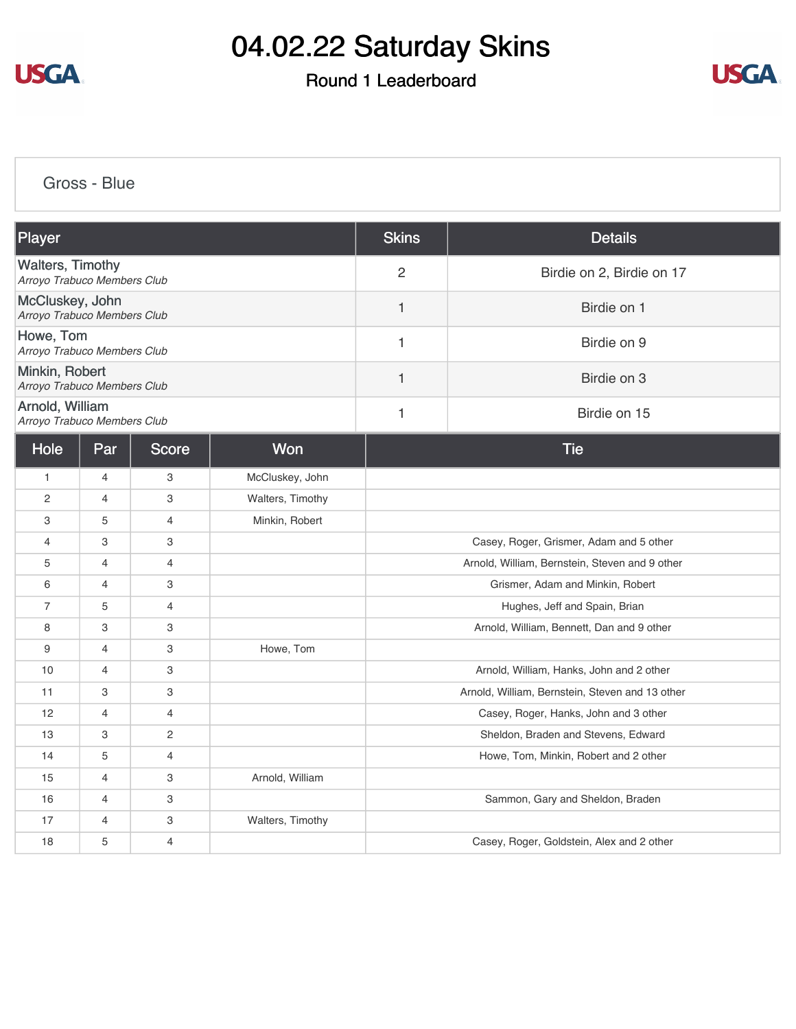# 04.02.22 Saturday Skins

## Round 1 Leaderboard

### Gross - Blue

| Player | Skins | Details |
|---|---|---|
| Walters, Timothy<br>*Arroyo Trabuco Members Club* | 2 | Birdie on 2, Birdie on 17 |
| McCluskey, John<br>*Arroyo Trabuco Members Club* | 1 | Birdie on 1 |
| Howe, Tom<br>*Arroyo Trabuco Members Club* | 1 | Birdie on 9 |
| Minkin, Robert<br>*Arroyo Trabuco Members Club* | 1 | Birdie on 3 |
| Arnold, William<br>*Arroyo Trabuco Members Club* | 1 | Birdie on 15 |

| Hole | Par | Score | Won | Tie |
|---|---|---|---|---|
| 1 | 4 | 3 | McCluskey, John | |
| 2 | 4 | 3 | Walters, Timothy | |
| 3 | 5 | 4 | Minkin, Robert | |
| 4 | 3 | 3 | | Casey, Roger, Grismer, Adam and 5 other |
| 5 | 4 | 4 | | Arnold, William, Bernstein, Steven and 9 other |
| 6 | 4 | 3 | | Grismer, Adam and Minkin, Robert |
| 7 | 5 | 4 | | Hughes, Jeff and Spain, Brian |
| 8 | 3 | 3 | | Arnold, William, Bennett, Dan and 9 other |
| 9 | 4 | 3 | Howe, Tom | |
| 10 | 4 | 3 | | Arnold, William, Hanks, John and 2 other |
| 11 | 3 | 3 | | Arnold, William, Bernstein, Steven and 13 other |
| 12 | 4 | 4 | | Casey, Roger, Hanks, John and 3 other |
| 13 | 3 | 2 | | Sheldon, Braden and Stevens, Edward |
| 14 | 5 | 4 | | Howe, Tom, Minkin, Robert and 2 other |
| 15 | 4 | 3 | Arnold, William | |
| 16 | 4 | 3 | | Sammon, Gary and Sheldon, Braden |
| 17 | 4 | 3 | Walters, Timothy | |
| 18 | 5 | 4 | | Casey, Roger, Goldstein, Alex and 2 other |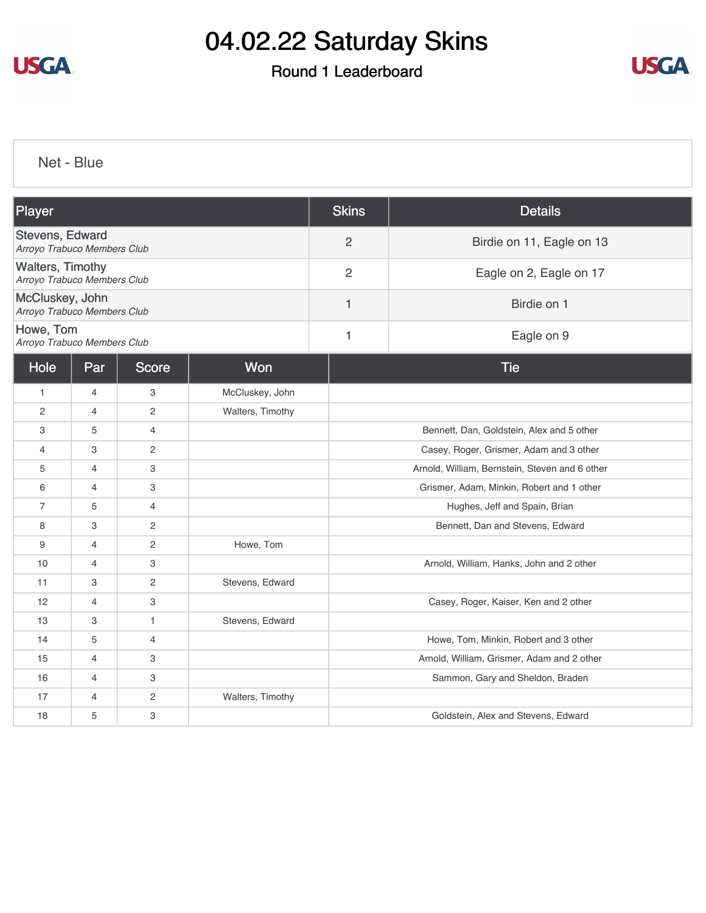# 04.02.22 Saturday Skins

## Round 1 Leaderboard

### Net - Blue

| Player | Skins | Details |
|---|---|---|
| Stevens, Edward<br>*Arroyo Trabuco Members Club* | 2 | Birdie on 11, Eagle on 13 |
| Walters, Timothy<br>*Arroyo Trabuco Members Club* | 2 | Eagle on 2, Eagle on 17 |
| McCluskey, John<br>*Arroyo Trabuco Members Club* | 1 | Birdie on 1 |
| Howe, Tom<br>*Arroyo Trabuco Members Club* | 1 | Eagle on 9 |

| Hole | Par | Score | Won | Tie |
|---|---|---|---|---|
| 1 | 4 | 3 | McCluskey, John | |
| 2 | 4 | 2 | Walters, Timothy | |
| 3 | 5 | 4 | | Bennett, Dan, Goldstein, Alex and 5 other |
| 4 | 3 | 2 | | Casey, Roger, Grismer, Adam and 3 other |
| 5 | 4 | 3 | | Arnold, William, Bernstein, Steven and 6 other |
| 6 | 4 | 3 | | Grismer, Adam, Minkin, Robert and 1 other |
| 7 | 5 | 4 | | Hughes, Jeff and Spain, Brian |
| 8 | 3 | 2 | | Bennett, Dan and Stevens, Edward |
| 9 | 4 | 2 | Howe, Tom | |
| 10 | 4 | 3 | | Arnold, William, Hanks, John and 2 other |
| 11 | 3 | 2 | Stevens, Edward | |
| 12 | 4 | 3 | | Casey, Roger, Kaiser, Ken and 2 other |
| 13 | 3 | 1 | Stevens, Edward | |
| 14 | 5 | 4 | | Howe, Tom, Minkin, Robert and 3 other |
| 15 | 4 | 3 | | Arnold, William, Grismer, Adam and 2 other |
| 16 | 4 | 3 | | Sammon, Gary and Sheldon, Braden |
| 17 | 4 | 2 | Walters, Timothy | |
| 18 | 5 | 3 | | Goldstein, Alex and Stevens, Edward |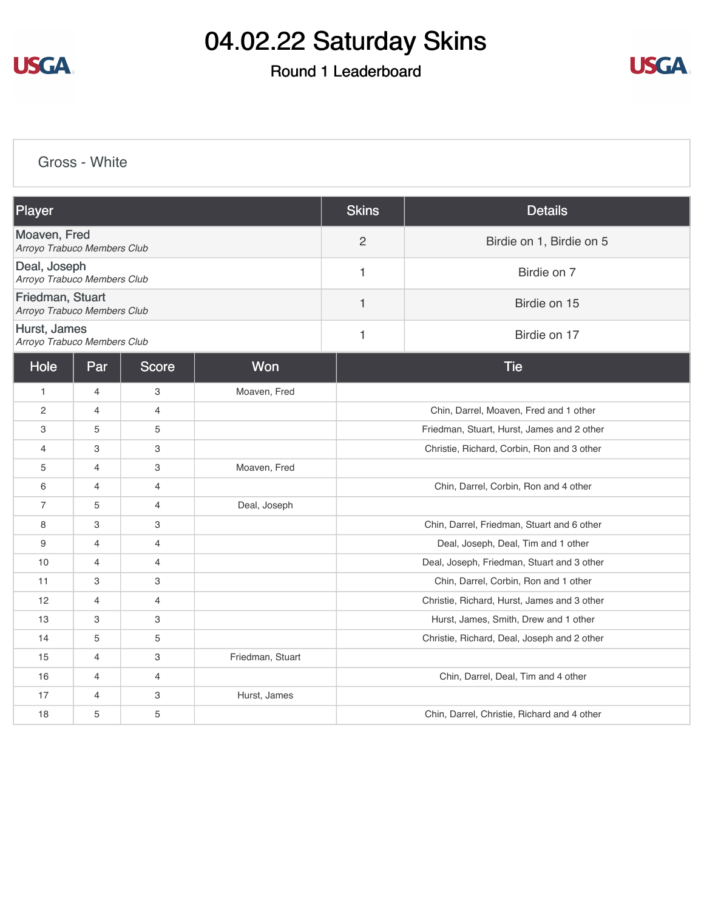# 04.02.22 Saturday Skins

## Round 1 Leaderboard

### Gross - White

| Player | Skins | Details |
|---|---|---|
| Moaven, Fred<br>*Arroyo Trabuco Members Club* | 2 | Birdie on 1, Birdie on 5 |
| Deal, Joseph<br>*Arroyo Trabuco Members Club* | 1 | Birdie on 7 |
| Friedman, Stuart<br>*Arroyo Trabuco Members Club* | 1 | Birdie on 15 |
| Hurst, James<br>*Arroyo Trabuco Members Club* | 1 | Birdie on 17 |

| Hole | Par | Score | Won | Tie |
|---|---|---|---|---|
| 1 | 4 | 3 | Moaven, Fred | |
| 2 | 4 | 4 | | Chin, Darrel, Moaven, Fred and 1 other |
| 3 | 5 | 5 | | Friedman, Stuart, Hurst, James and 2 other |
| 4 | 3 | 3 | | Christie, Richard, Corbin, Ron and 3 other |
| 5 | 4 | 3 | Moaven, Fred | |
| 6 | 4 | 4 | | Chin, Darrel, Corbin, Ron and 4 other |
| 7 | 5 | 4 | Deal, Joseph | |
| 8 | 3 | 3 | | Chin, Darrel, Friedman, Stuart and 6 other |
| 9 | 4 | 4 | | Deal, Joseph, Deal, Tim and 1 other |
| 10 | 4 | 4 | | Deal, Joseph, Friedman, Stuart and 3 other |
| 11 | 3 | 3 | | Chin, Darrel, Corbin, Ron and 1 other |
| 12 | 4 | 4 | | Christie, Richard, Hurst, James and 3 other |
| 13 | 3 | 3 | | Hurst, James, Smith, Drew and 1 other |
| 14 | 5 | 5 | | Christie, Richard, Deal, Joseph and 2 other |
| 15 | 4 | 3 | Friedman, Stuart | |
| 16 | 4 | 4 | | Chin, Darrel, Deal, Tim and 4 other |
| 17 | 4 | 3 | Hurst, James | |
| 18 | 5 | 5 | | Chin, Darrel, Christie, Richard and 4 other |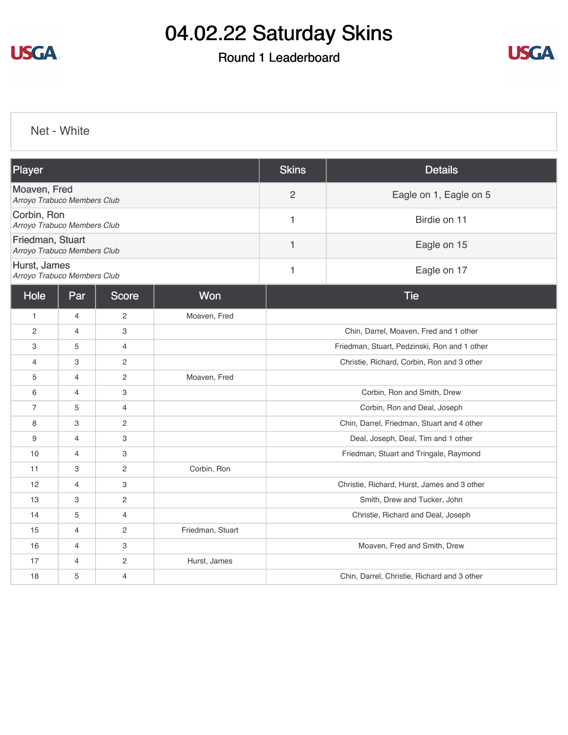# 04.02.22 Saturday Skins

## Round 1 Leaderboard

Net - White

| Player | Skins | Details |
|---|---|---|
| Moaven, Fred<br>*Arroyo Trabuco Members Club* | 2 | Eagle on 1, Eagle on 5 |
| Corbin, Ron<br>*Arroyo Trabuco Members Club* | 1 | Birdie on 11 |
| Friedman, Stuart<br>*Arroyo Trabuco Members Club* | 1 | Eagle on 15 |
| Hurst, James<br>*Arroyo Trabuco Members Club* | 1 | Eagle on 17 |

| Hole | Par | Score | Won | Tie |
|---|---|---|---|---|
| 1 | 4 | 2 | Moaven, Fred | |
| 2 | 4 | 3 | | Chin, Darrel, Moaven, Fred and 1 other |
| 3 | 5 | 4 | | Friedman, Stuart, Pedzinski, Ron and 1 other |
| 4 | 3 | 2 | | Christie, Richard, Corbin, Ron and 3 other |
| 5 | 4 | 2 | Moaven, Fred | |
| 6 | 4 | 3 | | Corbin, Ron and Smith, Drew |
| 7 | 5 | 4 | | Corbin, Ron and Deal, Joseph |
| 8 | 3 | 2 | | Chin, Darrel, Friedman, Stuart and 4 other |
| 9 | 4 | 3 | | Deal, Joseph, Deal, Tim and 1 other |
| 10 | 4 | 3 | | Friedman, Stuart and Tringale, Raymond |
| 11 | 3 | 2 | Corbin, Ron | |
| 12 | 4 | 3 | | Christie, Richard, Hurst, James and 3 other |
| 13 | 3 | 2 | | Smith, Drew and Tucker, John |
| 14 | 5 | 4 | | Christie, Richard and Deal, Joseph |
| 15 | 4 | 2 | Friedman, Stuart | |
| 16 | 4 | 3 | | Moaven, Fred and Smith, Drew |
| 17 | 4 | 2 | Hurst, James | |
| 18 | 5 | 4 | | Chin, Darrel, Christie, Richard and 3 other |